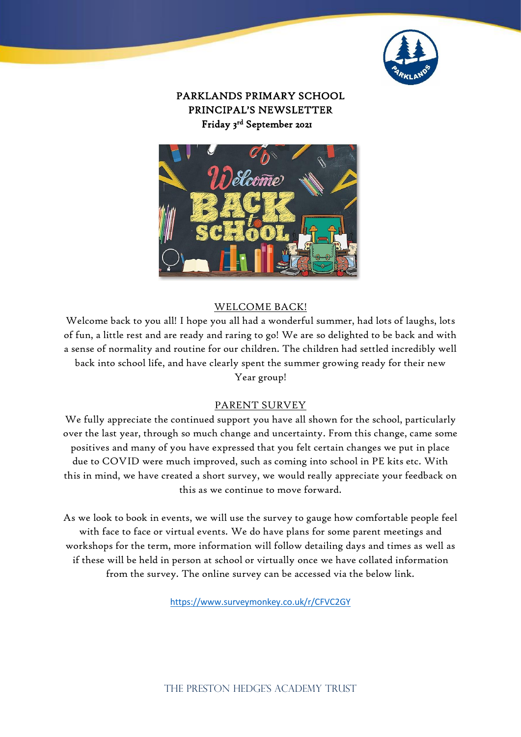# PARKLANDS PRIMARY SCHOOL
# PRINCIPAL'S NEWSLETTER
## Friday 3rd September 2021

## WELCOME BACK!

Welcome back to you all! I hope you all had a wonderful summer, had lots of laughs, lots of fun, a little rest and are ready and raring to go! We are so delighted to be back and with a sense of normality and routine for our children. The children had settled incredibly well back into school life, and have clearly spent the summer growing ready for their new Year group!

## PARENT SURVEY

We fully appreciate the continued support you have all shown for the school, particularly over the last year, through so much change and uncertainty. From this change, came some positives and many of you have expressed that you felt certain changes we put in place due to COVID were much improved, such as coming into school in PE kits etc. With this in mind, we have created a short survey, we would really appreciate your feedback on this as we continue to move forward.

As we look to book in events, we will use the survey to gauge how comfortable people feel with face to face or virtual events. We do have plans for some parent meetings and workshops for the term, more information will follow detailing days and times as well as if these will be held in person at school or virtually once we have collated information from the survey. The online survey can be accessed via the below link.

https://www.surveymonkey.co.uk/r/CFVC2GY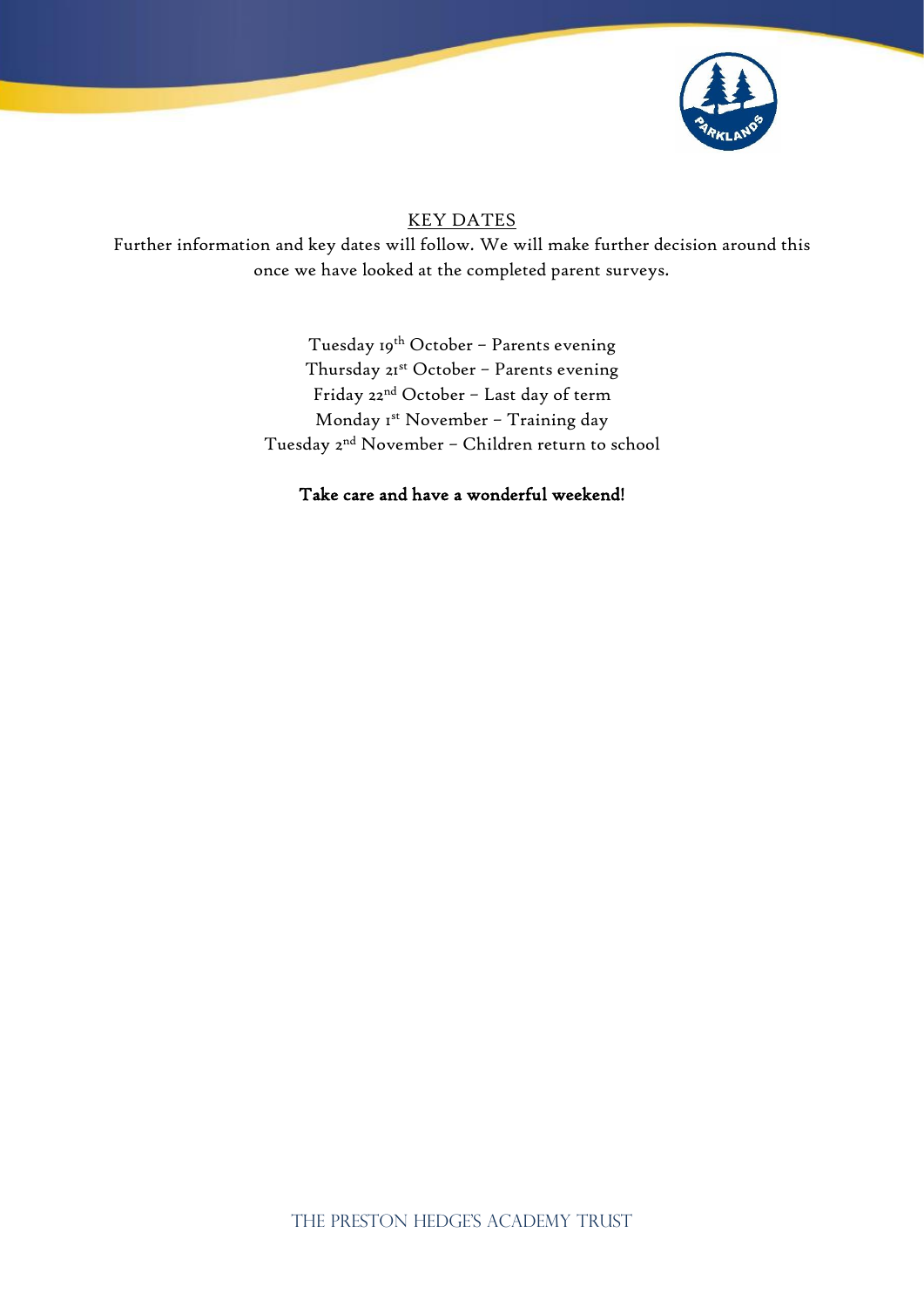## KEY DATES

Further information and key dates will follow. We will make further decision around this once we have looked at the completed parent surveys.

Tuesday 19th October – Parents evening
Thursday 21st October – Parents evening
Friday 22nd October – Last day of term
Monday 1st November – Training day
Tuesday 2nd November – Children return to school

**Take care and have a wonderful weekend!**